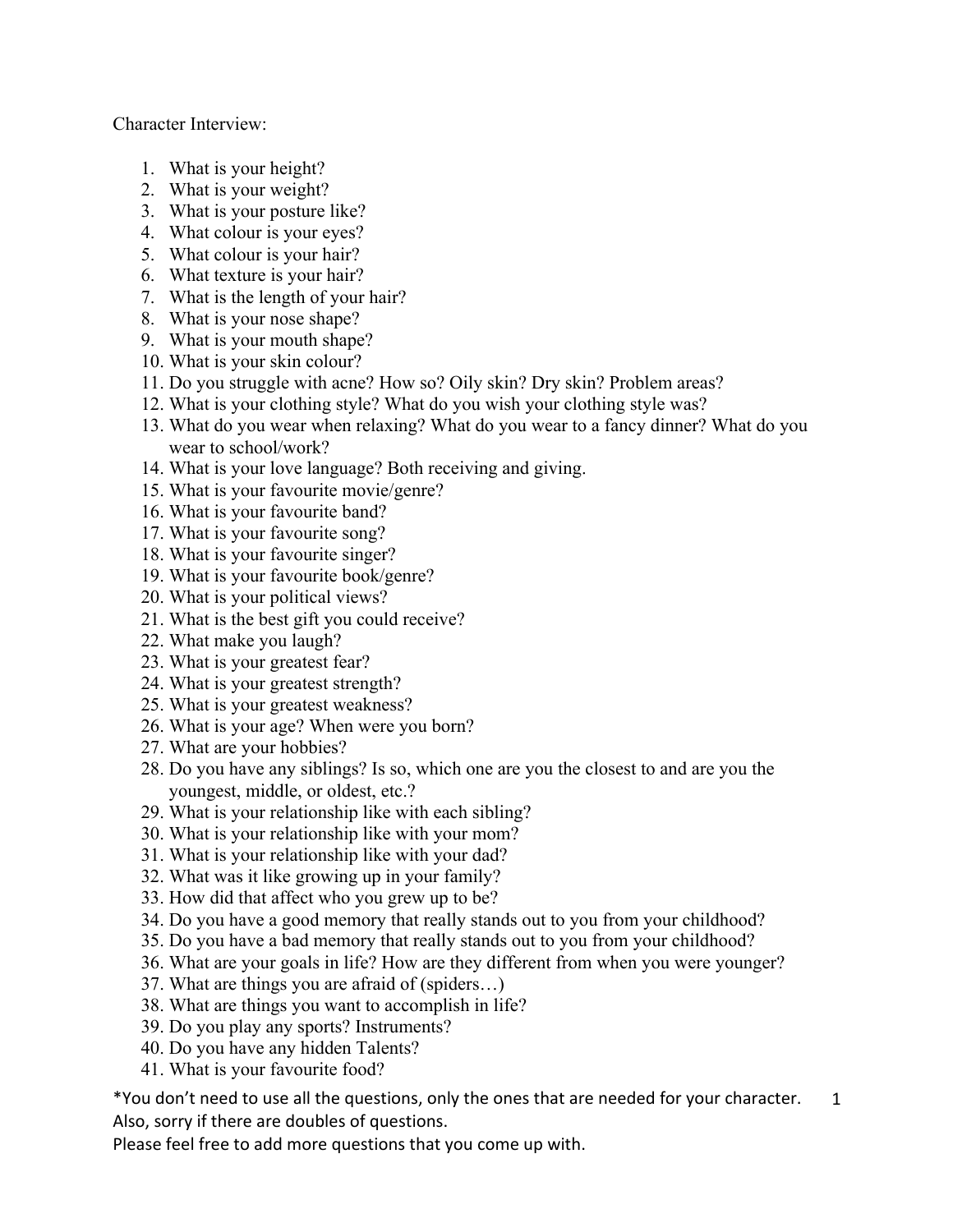Character Interview:

1. What is your height?
2. What is your weight?
3. What is your posture like?
4. What colour is your eyes?
5. What colour is your hair?
6. What texture is your hair?
7. What is the length of your hair?
8. What is your nose shape?
9. What is your mouth shape?
10. What is your skin colour?
11. Do you struggle with acne? How so? Oily skin? Dry skin? Problem areas?
12. What is your clothing style? What do you wish your clothing style was?
13. What do you wear when relaxing? What do you wear to a fancy dinner? What do you wear to school/work?
14. What is your love language? Both receiving and giving.
15. What is your favourite movie/genre?
16. What is your favourite band?
17. What is your favourite song?
18. What is your favourite singer?
19. What is your favourite book/genre?
20. What is your political views?
21. What is the best gift you could receive?
22. What make you laugh?
23. What is your greatest fear?
24. What is your greatest strength?
25. What is your greatest weakness?
26. What is your age? When were you born?
27. What are your hobbies?
28. Do you have any siblings? Is so, which one are you the closest to and are you the youngest, middle, or oldest, etc.?
29. What is your relationship like with each sibling?
30. What is your relationship like with your mom?
31. What is your relationship like with your dad?
32. What was it like growing up in your family?
33. How did that affect who you grew up to be?
34. Do you have a good memory that really stands out to you from your childhood?
35. Do you have a bad memory that really stands out to you from your childhood?
36. What are your goals in life? How are they different from when you were younger?
37. What are things you are afraid of (spiders…)
38. What are things you want to accomplish in life?
39. Do you play any sports? Instruments?
40. Do you have any hidden Talents?
41. What is your favourite food?

*You don't need to use all the questions, only the ones that are needed for your character. Also, sorry if there are doubles of questions.
Please feel free to add more questions that you come up with.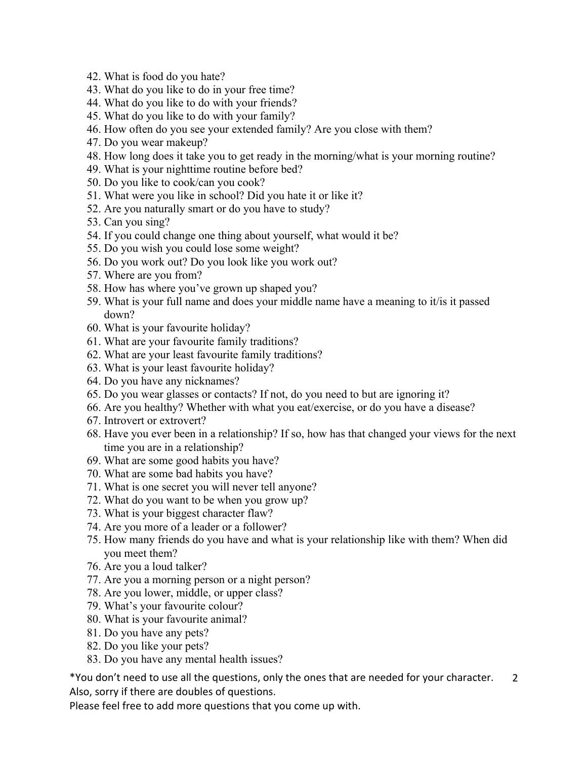42. What is food do you hate?
43. What do you like to do in your free time?
44. What do you like to do with your friends?
45. What do you like to do with your family?
46. How often do you see your extended family? Are you close with them?
47. Do you wear makeup?
48. How long does it take you to get ready in the morning/what is your morning routine?
49. What is your nighttime routine before bed?
50. Do you like to cook/can you cook?
51. What were you like in school? Did you hate it or like it?
52. Are you naturally smart or do you have to study?
53. Can you sing?
54. If you could change one thing about yourself, what would it be?
55. Do you wish you could lose some weight?
56. Do you work out? Do you look like you work out?
57. Where are you from?
58. How has where you've grown up shaped you?
59. What is your full name and does your middle name have a meaning to it/is it passed down?
60. What is your favourite holiday?
61. What are your favourite family traditions?
62. What are your least favourite family traditions?
63. What is your least favourite holiday?
64. Do you have any nicknames?
65. Do you wear glasses or contacts? If not, do you need to but are ignoring it?
66. Are you healthy? Whether with what you eat/exercise, or do you have a disease?
67. Introvert or extrovert?
68. Have you ever been in a relationship? If so, how has that changed your views for the next time you are in a relationship?
69. What are some good habits you have?
70. What are some bad habits you have?
71. What is one secret you will never tell anyone?
72. What do you want to be when you grow up?
73. What is your biggest character flaw?
74. Are you more of a leader or a follower?
75. How many friends do you have and what is your relationship like with them? When did you meet them?
76. Are you a loud talker?
77. Are you a morning person or a night person?
78. Are you lower, middle, or upper class?
79. What's your favourite colour?
80. What is your favourite animal?
81. Do you have any pets?
82. Do you like your pets?
83. Do you have any mental health issues?

*You don't need to use all the questions, only the ones that are needed for your character. Also, sorry if there are doubles of questions.
Please feel free to add more questions that you come up with.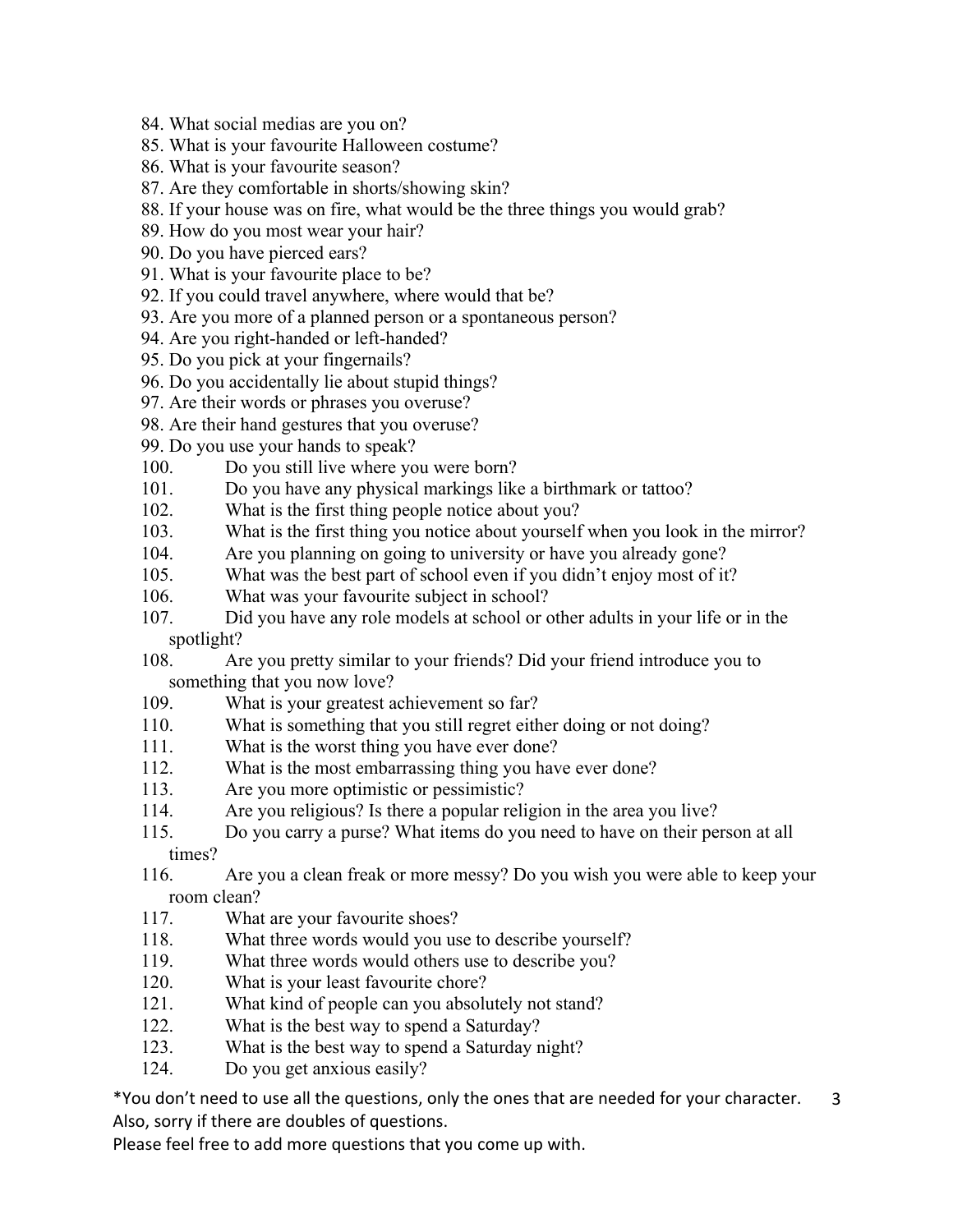84. What social medias are you on?
85. What is your favourite Halloween costume?
86. What is your favourite season?
87. Are they comfortable in shorts/showing skin?
88. If your house was on fire, what would be the three things you would grab?
89. How do you most wear your hair?
90. Do you have pierced ears?
91. What is your favourite place to be?
92. If you could travel anywhere, where would that be?
93. Are you more of a planned person or a spontaneous person?
94. Are you right-handed or left-handed?
95. Do you pick at your fingernails?
96. Do you accidentally lie about stupid things?
97. Are their words or phrases you overuse?
98. Are their hand gestures that you overuse?
99. Do you use your hands to speak?
100. Do you still live where you were born?
101. Do you have any physical markings like a birthmark or tattoo?
102. What is the first thing people notice about you?
103. What is the first thing you notice about yourself when you look in the mirror?
104. Are you planning on going to university or have you already gone?
105. What was the best part of school even if you didn't enjoy most of it?
106. What was your favourite subject in school?
107. Did you have any role models at school or other adults in your life or in the spotlight?
108. Are you pretty similar to your friends? Did your friend introduce you to something that you now love?
109. What is your greatest achievement so far?
110. What is something that you still regret either doing or not doing?
111. What is the worst thing you have ever done?
112. What is the most embarrassing thing you have ever done?
113. Are you more optimistic or pessimistic?
114. Are you religious? Is there a popular religion in the area you live?
115. Do you carry a purse? What items do you need to have on their person at all times?
116. Are you a clean freak or more messy? Do you wish you were able to keep your room clean?
117. What are your favourite shoes?
118. What three words would you use to describe yourself?
119. What three words would others use to describe you?
120. What is your least favourite chore?
121. What kind of people can you absolutely not stand?
122. What is the best way to spend a Saturday?
123. What is the best way to spend a Saturday night?
124. Do you get anxious easily?

*You don't need to use all the questions, only the ones that are needed for your character. Also, sorry if there are doubles of questions.
Please feel free to add more questions that you come up with.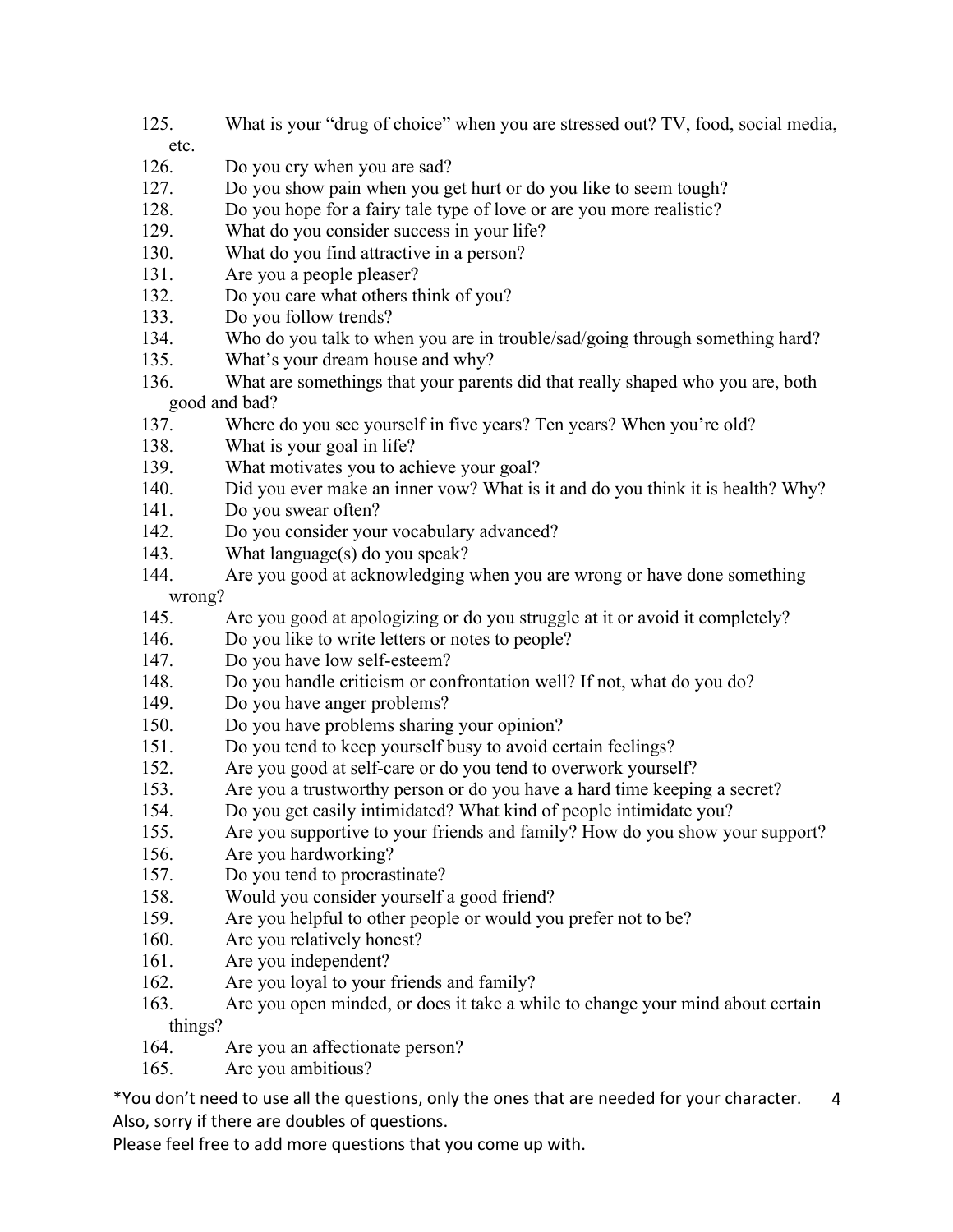125. What is your "drug of choice" when you are stressed out? TV, food, social media, etc.
126. Do you cry when you are sad?
127. Do you show pain when you get hurt or do you like to seem tough?
128. Do you hope for a fairy tale type of love or are you more realistic?
129. What do you consider success in your life?
130. What do you find attractive in a person?
131. Are you a people pleaser?
132. Do you care what others think of you?
133. Do you follow trends?
134. Who do you talk to when you are in trouble/sad/going through something hard?
135. What's your dream house and why?
136. What are somethings that your parents did that really shaped who you are, both good and bad?
137. Where do you see yourself in five years? Ten years? When you're old?
138. What is your goal in life?
139. What motivates you to achieve your goal?
140. Did you ever make an inner vow? What is it and do you think it is health? Why?
141. Do you swear often?
142. Do you consider your vocabulary advanced?
143. What language(s) do you speak?
144. Are you good at acknowledging when you are wrong or have done something wrong?
145. Are you good at apologizing or do you struggle at it or avoid it completely?
146. Do you like to write letters or notes to people?
147. Do you have low self-esteem?
148. Do you handle criticism or confrontation well? If not, what do you do?
149. Do you have anger problems?
150. Do you have problems sharing your opinion?
151. Do you tend to keep yourself busy to avoid certain feelings?
152. Are you good at self-care or do you tend to overwork yourself?
153. Are you a trustworthy person or do you have a hard time keeping a secret?
154. Do you get easily intimidated? What kind of people intimidate you?
155. Are you supportive to your friends and family? How do you show your support?
156. Are you hardworking?
157. Do you tend to procrastinate?
158. Would you consider yourself a good friend?
159. Are you helpful to other people or would you prefer not to be?
160. Are you relatively honest?
161. Are you independent?
162. Are you loyal to your friends and family?
163. Are you open minded, or does it take a while to change your mind about certain things?
164. Are you an affectionate person?
165. Are you ambitious?

*You don't need to use all the questions, only the ones that are needed for your character. Also, sorry if there are doubles of questions.
Please feel free to add more questions that you come up with.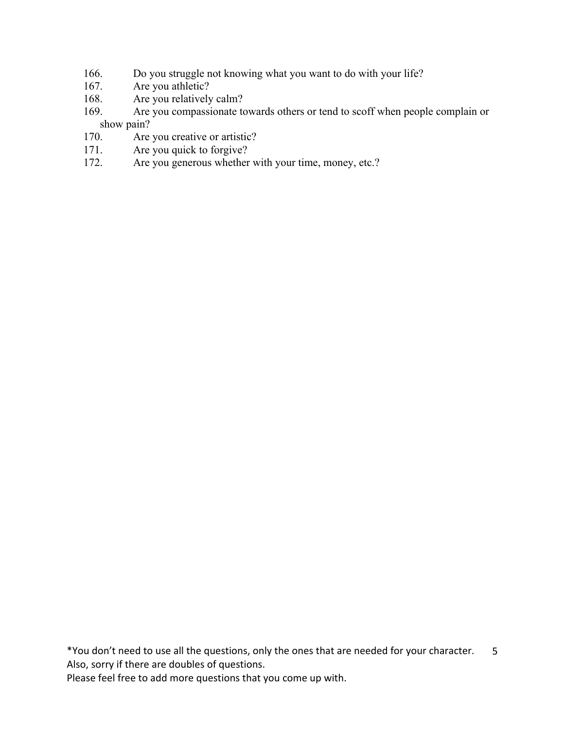166. Do you struggle not knowing what you want to do with your life?
167. Are you athletic?
168. Are you relatively calm?
169. Are you compassionate towards others or tend to scoff when people complain or show pain?
170. Are you creative or artistic?
171. Are you quick to forgive?
172. Are you generous whether with your time, money, etc.?

*You don't need to use all the questions, only the ones that are needed for your character. Also, sorry if there are doubles of questions.
Please feel free to add more questions that you come up with.